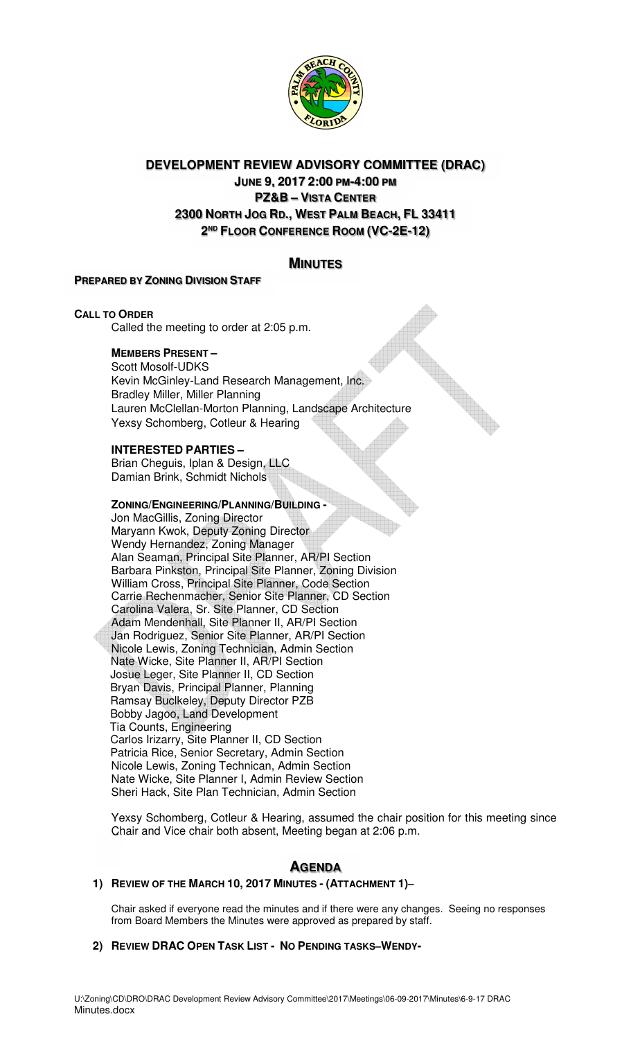# DEVELOPMENT REVIEW ADVISORY COMMITTEE (DRAC)

## JUNE 9, 2017 2:00 PM-4:00 PM

## PZ&B – VISTA CENTER

## 2300 NORTH JOG RD., WEST PALM BEACH, FL 33411

## 2ND FLOOR CONFERENCE ROOM (VC-2E-12)

# MINUTES

**PREPARED BY ZONING DIVISION STAFF**

**CALL TO ORDER**

Called the meeting to order at 2:05 p.m.

**MEMBERS PRESENT –**

Scott Mosolf-UDKS
Kevin McGinley-Land Research Management, Inc.
Bradley Miller, Miller Planning
Lauren McClellan-Morton Planning, Landscape Architecture
Yexsy Schomberg, Cotleur & Hearing

**INTERESTED PARTIES –**

Brian Cheguis, Iplan & Design, LLC
Damian Brink, Schmidt Nichols

**ZONING/ENGINEERING/PLANNING/BUILDING -**

Jon MacGillis, Zoning Director
Maryann Kwok, Deputy Zoning Director
Wendy Hernandez, Zoning Manager
Alan Seaman, Principal Site Planner, AR/PI Section
Barbara Pinkston, Principal Site Planner, Zoning Division
William Cross, Principal Site Planner, Code Section
Carrie Rechenmacher, Senior Site Planner, CD Section
Carolina Valera, Sr. Site Planner, CD Section
Adam Mendenhall, Site Planner II, AR/PI Section
Jan Rodriguez, Senior Site Planner, AR/PI Section
Nicole Lewis, Zoning Technician, Admin Section
Nate Wicke, Site Planner II, AR/PI Section
Josue Leger, Site Planner II, CD Section
Bryan Davis, Principal Planner, Planning
Ramsay Buclkeley, Deputy Director PZB
Bobby Jagoo, Land Development
Tia Counts, Engineering
Carlos Irizarry, Site Planner II, CD Section
Patricia Rice, Senior Secretary, Admin Section
Nicole Lewis, Zoning Technican, Admin Section
Nate Wicke, Site Planner I, Admin Review Section
Sheri Hack, Site Plan Technician, Admin Section

Yexsy Schomberg, Cotleur & Hearing, assumed the chair position for this meeting since Chair and Vice chair both absent, Meeting began at 2:06 p.m.

# AGENDA

1) **REVIEW OF THE MARCH 10, 2017 MINUTES - (ATTACHMENT 1)–**

   Chair asked if everyone read the minutes and if there were any changes. Seeing no responses from Board Members the Minutes were approved as prepared by staff.

2) **REVIEW DRAC OPEN TASK LIST - NO PENDING TASKS–WENDY-**

U:\Zoning\CD\DRO\DRAC Development Review Advisory Committee\2017\Meetings\06-09-2017\Minutes\6-9-17 DRAC Minutes.docx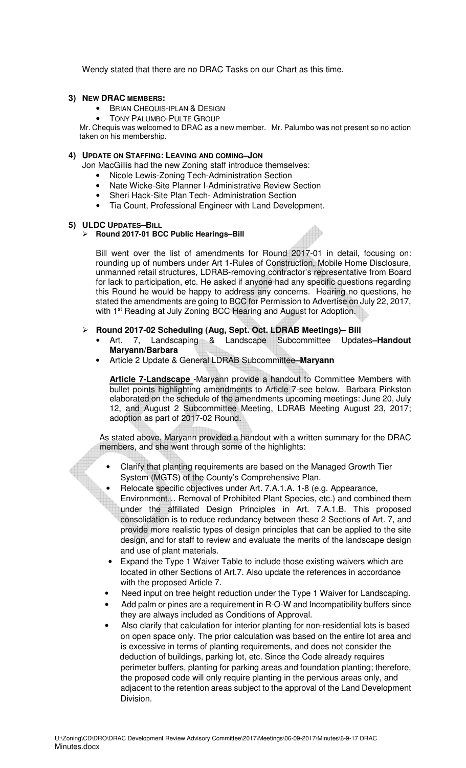Wendy stated that there are no DRAC Tasks on our Chart as this time.

**3) NEW DRAC MEMBERS:**

- BRIAN CHEQUIS-IPLAN & DESIGN
- TONY PALUMBO-PULTE GROUP

Mr. Chequis was welcomed to DRAC as a new member. Mr. Palumbo was not present so no action taken on his membership.

**4) UPDATE ON STAFFING: LEAVING AND COMING–JON**

Jon MacGillis had the new Zoning staff introduce themselves:

- Nicole Lewis-Zoning Tech-Administration Section
- Nate Wicke-Site Planner I-Administrative Review Section
- Sheri Hack-Site Plan Tech- Administration Section
- Tia Count, Professional Engineer with Land Development.

**5) ULDC UPDATES–BILL**

➢ **Round 2017-01 BCC Public Hearings–Bill**

Bill went over the list of amendments for Round 2017-01 in detail, focusing on: rounding up of numbers under Art 1-Rules of Construction, Mobile Home Disclosure, unmanned retail structures, LDRAB-removing contractor's representative from Board for lack to participation, etc. He asked if anyone had any specific questions regarding this Round he would be happy to address any concerns. Hearing no questions, he stated the amendments are going to BCC for Permission to Advertise on July 22, 2017, with 1st Reading at July Zoning BCC Hearing and August for Adoption.

➢ **Round 2017-02 Scheduling (Aug, Sept. Oct. LDRAB Meetings)– Bill**

- Art. 7, Landscaping & Landscape Subcommittee Updates**–Handout Maryann/Barbara**
- Article 2 Update & General LDRAB Subcommittee**–Maryann**

**Article 7-Landscape** -Maryann provide a handout to Committee Members with bullet points highlighting amendments to Article 7-see below. Barbara Pinkston elaborated on the schedule of the amendments upcoming meetings: June 20, July 12, and August 2 Subcommittee Meeting, LDRAB Meeting August 23, 2017; adoption as part of 2017-02 Round.

As stated above, Maryann provided a handout with a written summary for the DRAC members, and she went through some of the highlights:

- Clarify that planting requirements are based on the Managed Growth Tier System (MGTS) of the County's Comprehensive Plan.
- Relocate specific objectives under Art. 7.A.1.A. 1-8 (e.g. Appearance, Environment… Removal of Prohibited Plant Species, etc.) and combined them under the affiliated Design Principles in Art. 7.A.1.B. This proposed consolidation is to reduce redundancy between these 2 Sections of Art. 7, and provide more realistic types of design principles that can be applied to the site design, and for staff to review and evaluate the merits of the landscape design and use of plant materials.
- Expand the Type 1 Waiver Table to include those existing waivers which are located in other Sections of Art.7. Also update the references in accordance with the proposed Article 7.
- Need input on tree height reduction under the Type 1 Waiver for Landscaping.
- Add palm or pines are a requirement in R-O-W and Incompatibility buffers since they are always included as Conditions of Approval.
- Also clarify that calculation for interior planting for non-residential lots is based on open space only. The prior calculation was based on the entire lot area and is excessive in terms of planting requirements, and does not consider the deduction of buildings, parking lot, etc. Since the Code already requires perimeter buffers, planting for parking areas and foundation planting; therefore, the proposed code will only require planting in the pervious areas only, and adjacent to the retention areas subject to the approval of the Land Development Division.

U:\Zoning\CD\DRO\DRAC Development Review Advisory Committee\2017\Meetings\06-09-2017\Minutes\6-9-17 DRAC Minutes.docx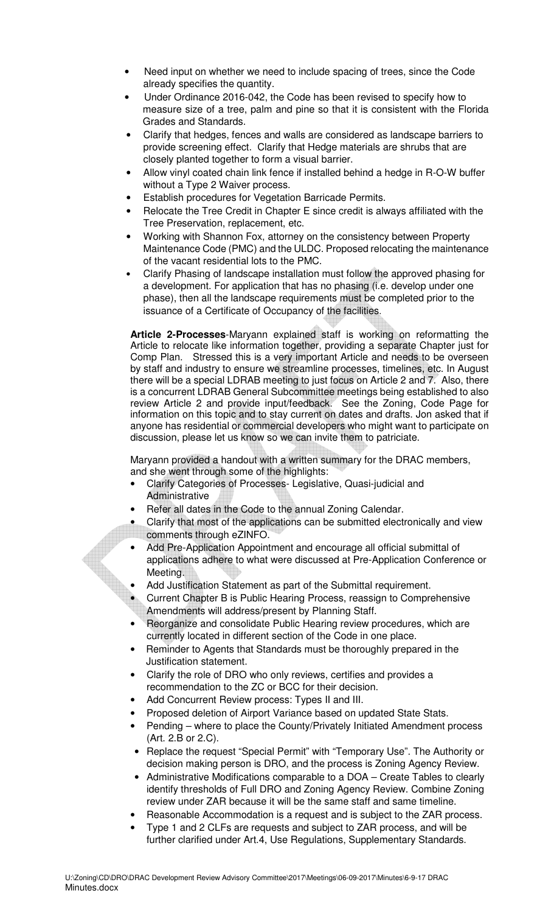- Need input on whether we need to include spacing of trees, since the Code already specifies the quantity.
- Under Ordinance 2016-042, the Code has been revised to specify how to measure size of a tree, palm and pine so that it is consistent with the Florida Grades and Standards.
- Clarify that hedges, fences and walls are considered as landscape barriers to provide screening effect. Clarify that Hedge materials are shrubs that are closely planted together to form a visual barrier.
- Allow vinyl coated chain link fence if installed behind a hedge in R-O-W buffer without a Type 2 Waiver process.
- Establish procedures for Vegetation Barricade Permits.
- Relocate the Tree Credit in Chapter E since credit is always affiliated with the Tree Preservation, replacement, etc.
- Working with Shannon Fox, attorney on the consistency between Property Maintenance Code (PMC) and the ULDC. Proposed relocating the maintenance of the vacant residential lots to the PMC.
- Clarify Phasing of landscape installation must follow the approved phasing for a development. For application that has no phasing (i.e. develop under one phase), then all the landscape requirements must be completed prior to the issuance of a Certificate of Occupancy of the facilities.

**Article 2-Processes**-Maryann explained staff is working on reformatting the Article to relocate like information together, providing a separate Chapter just for Comp Plan. Stressed this is a very important Article and needs to be overseen by staff and industry to ensure we streamline processes, timelines, etc. In August there will be a special LDRAB meeting to just focus on Article 2 and 7. Also, there is a concurrent LDRAB General Subcommittee meetings being established to also review Article 2 and provide input/feedback. See the Zoning, Code Page for information on this topic and to stay current on dates and drafts. Jon asked that if anyone has residential or commercial developers who might want to participate on discussion, please let us know so we can invite them to patriciate.

Maryann provided a handout with a written summary for the DRAC members, and she went through some of the highlights:

- Clarify Categories of Processes- Legislative, Quasi-judicial and Administrative
- Refer all dates in the Code to the annual Zoning Calendar.
- Clarify that most of the applications can be submitted electronically and view comments through eZINFO.
- Add Pre-Application Appointment and encourage all official submittal of applications adhere to what were discussed at Pre-Application Conference or Meeting.
- Add Justification Statement as part of the Submittal requirement.
- Current Chapter B is Public Hearing Process, reassign to Comprehensive Amendments will address/present by Planning Staff.
- Reorganize and consolidate Public Hearing review procedures, which are currently located in different section of the Code in one place.
- Reminder to Agents that Standards must be thoroughly prepared in the Justification statement.
- Clarify the role of DRO who only reviews, certifies and provides a recommendation to the ZC or BCC for their decision.
- Add Concurrent Review process: Types II and III.
- Proposed deletion of Airport Variance based on updated State Stats.
- Pending – where to place the County/Privately Initiated Amendment process (Art. 2.B or 2.C).
- Replace the request "Special Permit" with "Temporary Use". The Authority or decision making person is DRO, and the process is Zoning Agency Review.
- Administrative Modifications comparable to a DOA – Create Tables to clearly identify thresholds of Full DRO and Zoning Agency Review. Combine Zoning review under ZAR because it will be the same staff and same timeline.
- Reasonable Accommodation is a request and is subject to the ZAR process.
- Type 1 and 2 CLFs are requests and subject to ZAR process, and will be further clarified under Art.4, Use Regulations, Supplementary Standards.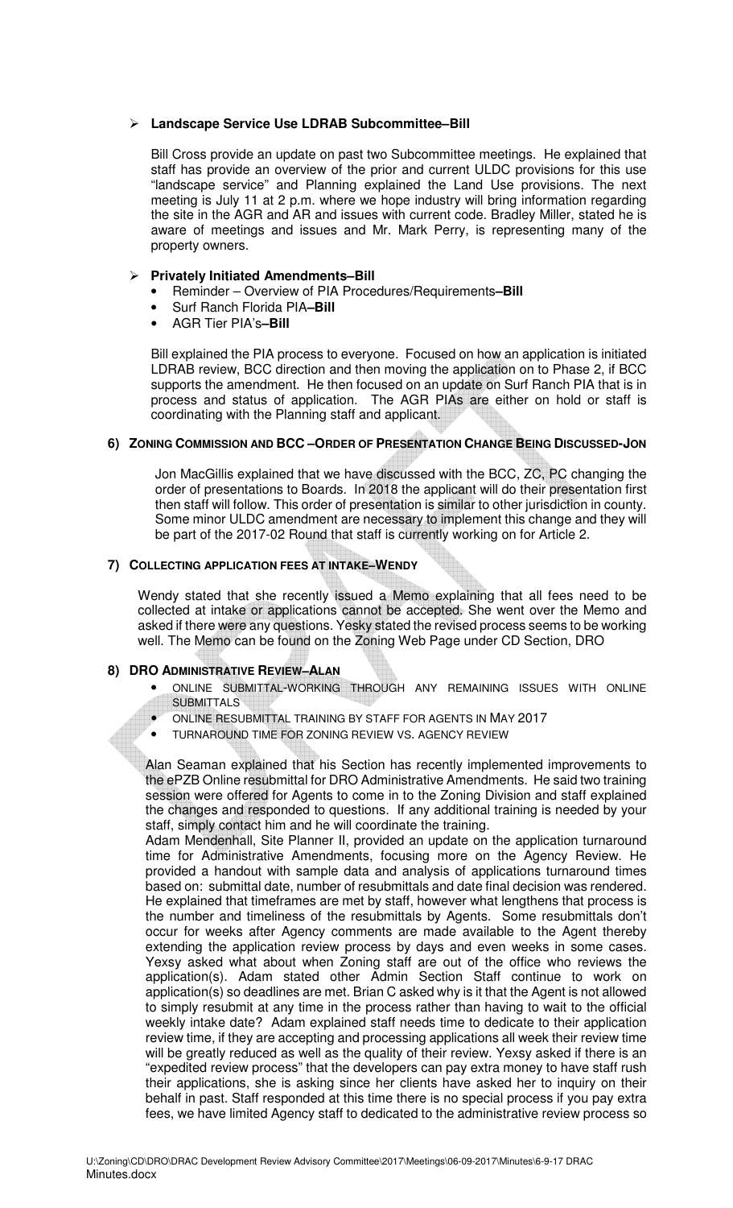- **Landscape Service Use LDRAB Subcommittee–Bill**

  Bill Cross provide an update on past two Subcommittee meetings. He explained that staff has provide an overview of the prior and current ULDC provisions for this use "landscape service" and Planning explained the Land Use provisions. The next meeting is July 11 at 2 p.m. where we hope industry will bring information regarding the site in the AGR and AR and issues with current code. Bradley Miller, stated he is aware of meetings and issues and Mr. Mark Perry, is representing many of the property owners.

- **Privately Initiated Amendments–Bill**
  - Reminder – Overview of PIA Procedures/Requirements**–Bill**
  - Surf Ranch Florida PIA**–Bill**
  - AGR Tier PIA's**–Bill**

  Bill explained the PIA process to everyone. Focused on how an application is initiated LDRAB review, BCC direction and then moving the application on to Phase 2, if BCC supports the amendment. He then focused on an update on Surf Ranch PIA that is in process and status of application. The AGR PIAs are either on hold or staff is coordinating with the Planning staff and applicant.

## 6) ZONING COMMISSION AND BCC –ORDER OF PRESENTATION CHANGE BEING DISCUSSED-JON

Jon MacGillis explained that we have discussed with the BCC, ZC, PC changing the order of presentations to Boards. In 2018 the applicant will do their presentation first then staff will follow. This order of presentation is similar to other jurisdiction in county. Some minor ULDC amendment are necessary to implement this change and they will be part of the 2017-02 Round that staff is currently working on for Article 2.

## 7) COLLECTING APPLICATION FEES AT INTAKE–WENDY

Wendy stated that she recently issued a Memo explaining that all fees need to be collected at intake or applications cannot be accepted. She went over the Memo and asked if there were any questions. Yesky stated the revised process seems to be working well. The Memo can be found on the Zoning Web Page under CD Section, DRO

## 8) DRO ADMINISTRATIVE REVIEW–ALAN

- ONLINE SUBMITTAL-WORKING THROUGH ANY REMAINING ISSUES WITH ONLINE SUBMITTALS
- ONLINE RESUBMITTAL TRAINING BY STAFF FOR AGENTS IN MAY 2017
- TURNAROUND TIME FOR ZONING REVIEW VS. AGENCY REVIEW

Alan Seaman explained that his Section has recently implemented improvements to the ePZB Online resubmittal for DRO Administrative Amendments. He said two training session were offered for Agents to come in to the Zoning Division and staff explained the changes and responded to questions. If any additional training is needed by your staff, simply contact him and he will coordinate the training.

Adam Mendenhall, Site Planner II, provided an update on the application turnaround time for Administrative Amendments, focusing more on the Agency Review. He provided a handout with sample data and analysis of applications turnaround times based on: submittal date, number of resubmittals and date final decision was rendered. He explained that timeframes are met by staff, however what lengthens that process is the number and timeliness of the resubmittals by Agents. Some resubmittals don't occur for weeks after Agency comments are made available to the Agent thereby extending the application review process by days and even weeks in some cases. Yexsy asked what about when Zoning staff are out of the office who reviews the application(s). Adam stated other Admin Section Staff continue to work on application(s) so deadlines are met. Brian C asked why is it that the Agent is not allowed to simply resubmit at any time in the process rather than having to wait to the official weekly intake date? Adam explained staff needs time to dedicate to their application review time, if they are accepting and processing applications all week their review time will be greatly reduced as well as the quality of their review. Yexsy asked if there is an "expedited review process" that the developers can pay extra money to have staff rush their applications, she is asking since her clients have asked her to inquiry on their behalf in past. Staff responded at this time there is no special process if you pay extra fees, we have limited Agency staff to dedicated to the administrative review process so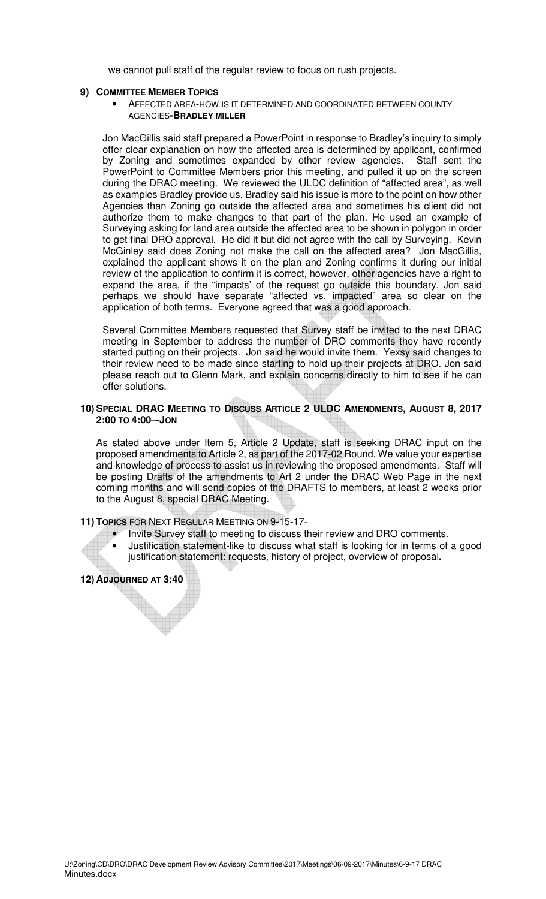we cannot pull staff of the regular review to focus on rush projects.

**9) COMMITTEE MEMBER TOPICS**

- AFFECTED AREA-HOW IS IT DETERMINED AND COORDINATED BETWEEN COUNTY AGENCIES-**BRADLEY MILLER**

Jon MacGillis said staff prepared a PowerPoint in response to Bradley's inquiry to simply offer clear explanation on how the affected area is determined by applicant, confirmed by Zoning and sometimes expanded by other review agencies. Staff sent the PowerPoint to Committee Members prior this meeting, and pulled it up on the screen during the DRAC meeting. We reviewed the ULDC definition of "affected area", as well as examples Bradley provide us. Bradley said his issue is more to the point on how other Agencies than Zoning go outside the affected area and sometimes his client did not authorize them to make changes to that part of the plan. He used an example of Surveying asking for land area outside the affected area to be shown in polygon in order to get final DRO approval. He did it but did not agree with the call by Surveying. Kevin McGinley said does Zoning not make the call on the affected area? Jon MacGillis, explained the applicant shows it on the plan and Zoning confirms it during our initial review of the application to confirm it is correct, however, other agencies have a right to expand the area, if the "impacts' of the request go outside this boundary. Jon said perhaps we should have separate "affected vs. impacted" area so clear on the application of both terms. Everyone agreed that was a good approach.

Several Committee Members requested that Survey staff be invited to the next DRAC meeting in September to address the number of DRO comments they have recently started putting on their projects. Jon said he would invite them. Yexsy said changes to their review need to be made since starting to hold up their projects at DRO. Jon said please reach out to Glenn Mark, and explain concerns directly to him to see if he can offer solutions.

**10) SPECIAL DRAC MEETING TO DISCUSS ARTICLE 2 ULDC AMENDMENTS, AUGUST 8, 2017 2:00 TO 4:00--JON**

As stated above under Item 5, Article 2 Update, staff is seeking DRAC input on the proposed amendments to Article 2, as part of the 2017-02 Round. We value your expertise and knowledge of process to assist us in reviewing the proposed amendments. Staff will be posting Drafts of the amendments to Art 2 under the DRAC Web Page in the next coming months and will send copies of the DRAFTS to members, at least 2 weeks prior to the August 8, special DRAC Meeting.

**11) TOPICS** FOR NEXT REGULAR MEETING ON 9-15-17-

- Invite Survey staff to meeting to discuss their review and DRO comments.
- Justification statement-like to discuss what staff is looking for in terms of a good justification statement: requests, history of project, overview of proposal**.**

**12) ADJOURNED AT 3:40**

U:\Zoning\CD\DRO\DRAC Development Review Advisory Committee\2017\Meetings\06-09-2017\Minutes\6-9-17 DRAC Minutes.docx